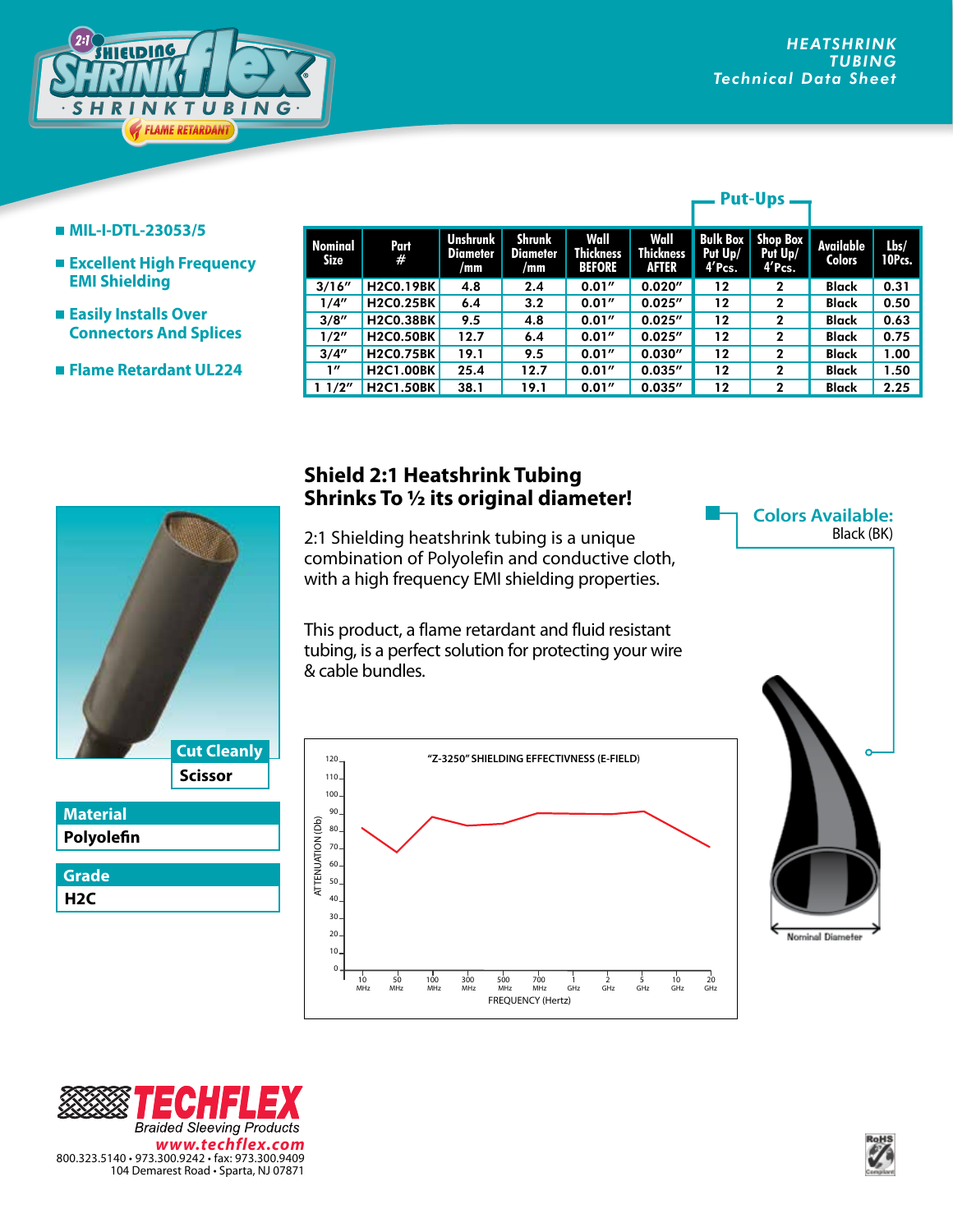HEATSHRINK TUBING
Technical Data Sheet

2:1 SHIELDING SHRINKflex® SHRINKTUBING
FLAME RETARDANT

- MIL-I-DTL-23053/5
- Excellent High Frequency EMI Shielding
- Easily Installs Over Connectors And Splices
- Flame Retardant UL224

| Nominal Size | Part # | Unshrunk Diameter /mm | Shrunk Diameter /mm | Wall Thickness BEFORE | Wall Thickness AFTER | Put-Ups: Bulk Box Put Up/ 4'Pcs. | Put-Ups: Shop Box Put Up/ 4'Pcs. | Available Colors | Lbs/ 10Pcs. |
|---|---|---|---|---|---|---|---|---|---|
| 3/16" | H2C0.19BK | 4.8 | 2.4 | 0.01" | 0.020" | 12 | 2 | Black | 0.31 |
| 1/4" | H2C0.25BK | 6.4 | 3.2 | 0.01" | 0.025" | 12 | 2 | Black | 0.50 |
| 3/8" | H2C0.38BK | 9.5 | 4.8 | 0.01" | 0.025" | 12 | 2 | Black | 0.63 |
| 1/2" | H2C0.50BK | 12.7 | 6.4 | 0.01" | 0.025" | 12 | 2 | Black | 0.75 |
| 3/4" | H2C0.75BK | 19.1 | 9.5 | 0.01" | 0.030" | 12 | 2 | Black | 1.00 |
| 1" | H2C1.00BK | 25.4 | 12.7 | 0.01" | 0.035" | 12 | 2 | Black | 1.50 |
| 1 1/2" | H2C1.50BK | 38.1 | 19.1 | 0.01" | 0.035" | 12 | 2 | Black | 2.25 |

## Shield 2:1 Heatshrink Tubing Shrinks To ½ its original diameter!

2:1 Shielding heatshrink tubing is a unique combination of Polyolefin and conductive cloth, with a high frequency EMI shielding properties.

This product, a flame retardant and fluid resistant tubing, is a perfect solution for protecting your wire & cable bundles.

**Colors Available:**
Black (BK)

Cut Cleanly
Scissor

**Material**
Polyolefin

**Grade**
H2C

"Z-3250" SHIELDING EFFECTIVNESS (E-FIELD)
ATTENUATION (Db)
0, 10, 20, 30, 40, 50, 60, 70, 80, 90, 100, 110, 120
10 MHz, 50 MHz, 100 MHz, 300 MHz, 500 MHz, 700 MHz, 1 GHz, 2 GHz, 5 GHz, 10 GHz, 20 GHz
FREQUENCY (Hertz)

Nominal Diameter

TECHFLEX
Braided Sleeving Products
www.techflex.com
800.323.5140 • 973.300.9242 • fax: 973.300.9409
104 Demarest Road • Sparta, NJ 07871

RoHS Compliant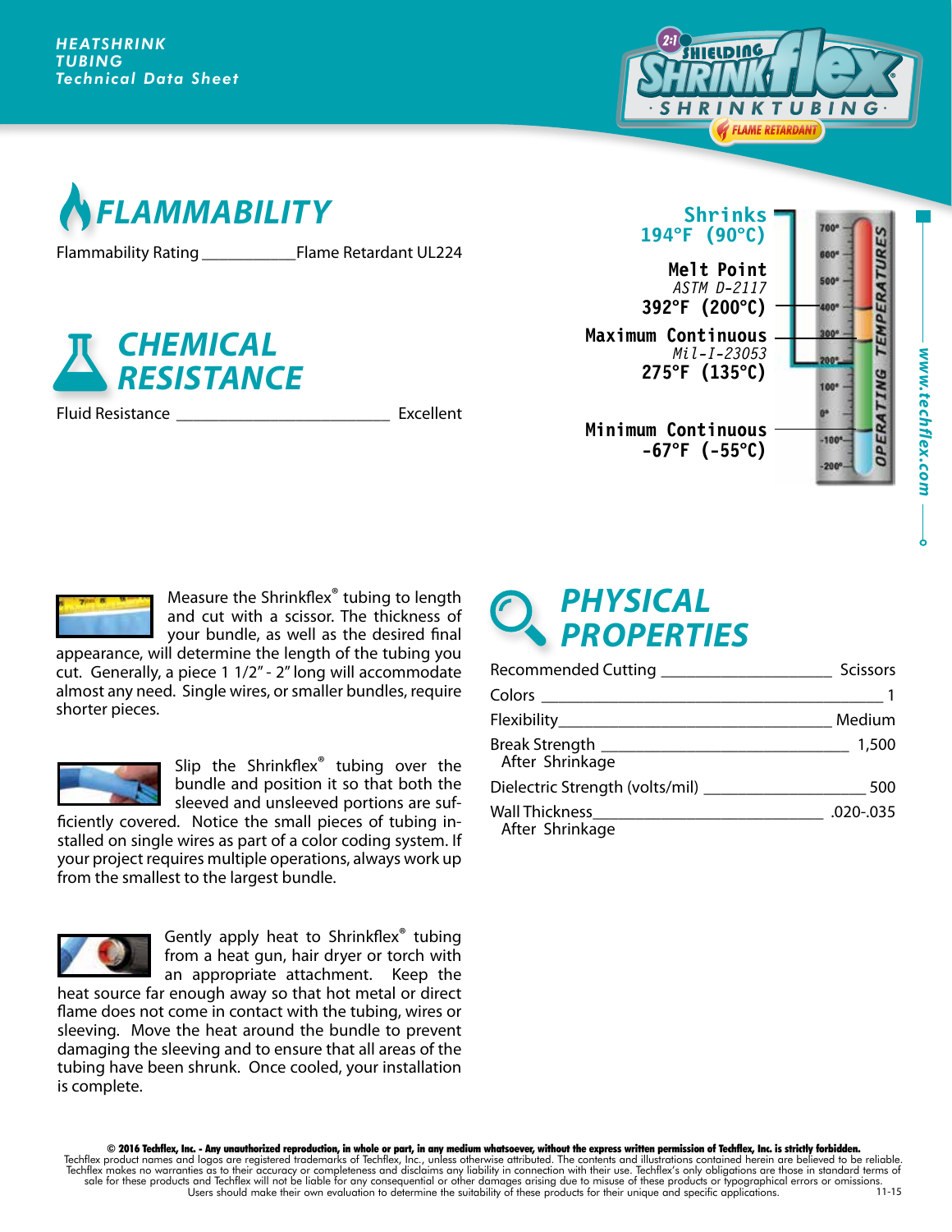HEATSHRINK TUBING
Technical Data Sheet

## FLAMMABILITY

Flammability Rating ___________ Flame Retardant UL224

## CHEMICAL RESISTANCE

Fluid Resistance ___________ Excellent

Shrinks
194°F (90°C)

Melt Point
*ASTM D-2117*
392°F (200°C)

Maximum Continuous
*Mil-I-23053*
275°F (135°C)

Minimum Continuous
-67°F (-55°C)

700°
600°
500°
400°
300°
200°
100°
0°
-100°
-200°

OPERATING TEMPERATURES

www.techflex.com

Measure the Shrinkflex® tubing to length and cut with a scissor. The thickness of your bundle, as well as the desired final appearance, will determine the length of the tubing you cut. Generally, a piece 1 1/2" - 2" long will accommodate almost any need. Single wires, or smaller bundles, require shorter pieces.

Slip the Shrinkflex® tubing over the bundle and position it so that both the sleeved and unsleeved portions are sufficiently covered. Notice the small pieces of tubing installed on single wires as part of a color coding system. If your project requires multiple operations, always work up from the smallest to the largest bundle.

Gently apply heat to Shrinkflex® tubing from a heat gun, hair dryer or torch with an appropriate attachment. Keep the heat source far enough away so that hot metal or direct flame does not come in contact with the tubing, wires or sleeving. Move the heat around the bundle to prevent damaging the sleeving and to ensure that all areas of the tubing have been shrunk. Once cooled, your installation is complete.

## PHYSICAL PROPERTIES

| | |
|---|---|
| Recommended Cutting | Scissors |
| Colors | 1 |
| Flexibility | Medium |
| Break Strength After Shrinkage | 1,500 |
| Dielectric Strength (volts/mil) | 500 |
| Wall Thickness After Shrinkage | .020-.035 |

**© 2016 Techflex, Inc. - Any unauthorized reproduction, in whole or part, in any medium whatsoever, without the express written permission of Techflex, Inc. is strictly forbidden.**
Techflex product names and logos are registered trademarks of Techflex, Inc., unless otherwise attributed. The contents and illustrations contained herein are believed to be reliable. Techflex makes no warranties as to their accuracy or completeness and disclaims any liability in connection with their use. Techflex's only obligations are those in standard terms of sale for these products and Techflex will not be liable for any consequential or other damages arising due to misuse of these products or typographical errors or omissions. Users should make their own evaluation to determine the suitability of these products for their unique and specific applications.
11-15